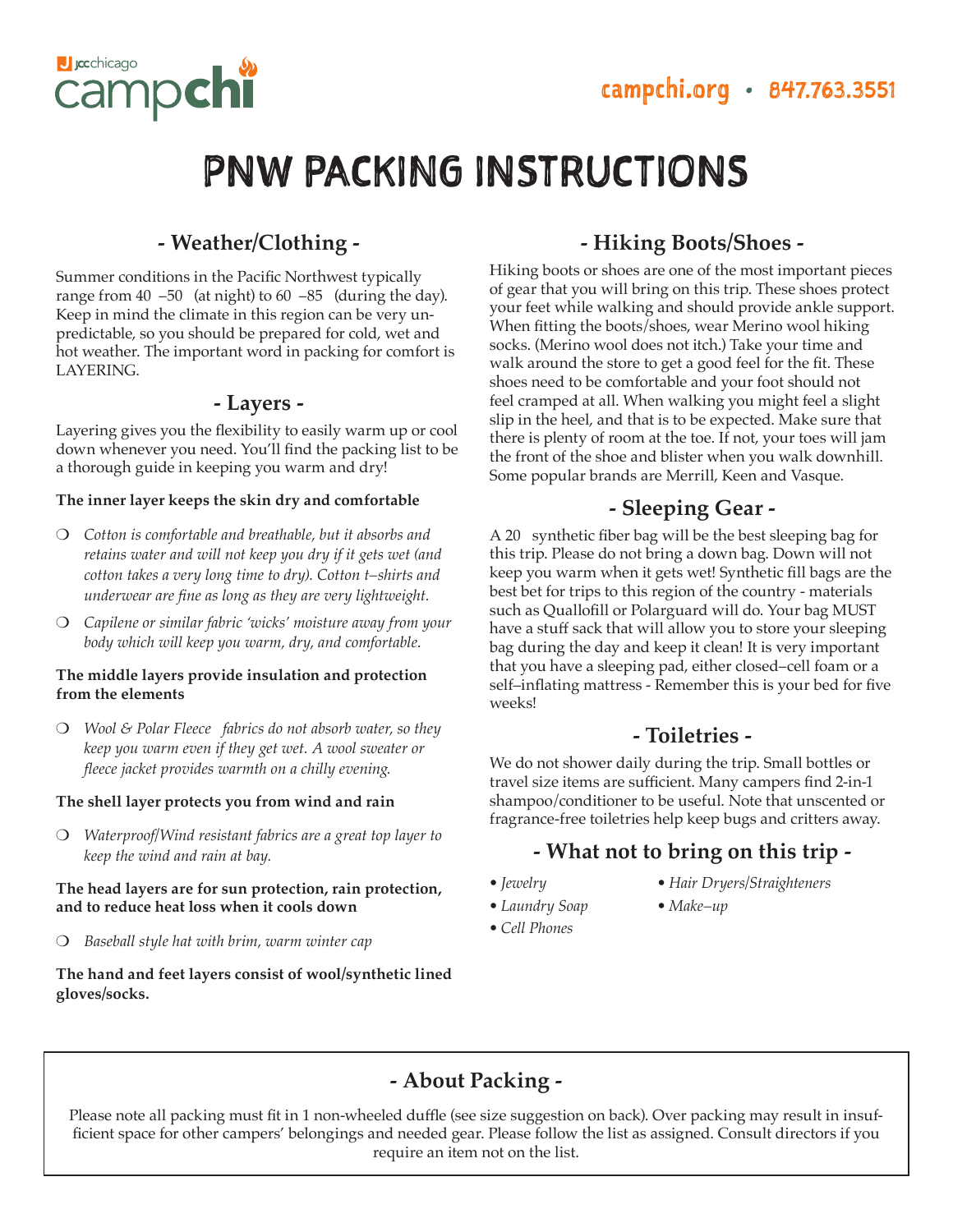campchi.org • 847.763.3551

# PNW PACKING INSTRUCTIONS

## - Weather/Clothing -

Summer conditions in the Pacific Northwest typically range from 40 –50 (at night) to 60 –85 (during the day). Keep in mind the climate in this region can be very unpredictable, so you should be prepared for cold, wet and hot weather. The important word in packing for comfort is LAYERING.

## - Layers -

Layering gives you the flexibility to easily warm up or cool down whenever you need. You'll find the packing list to be a thorough guide in keeping you warm and dry!

**The inner layer keeps the skin dry and comfortable**

- ❍ *Cotton is comfortable and breathable, but it absorbs and retains water and will not keep you dry if it gets wet (and cotton takes a very long time to dry). Cotton t–shirts and underwear are fine as long as they are very lightweight.*
- ❍ *Capilene or similar fabric 'wicks' moisture away from your body which will keep you warm, dry, and comfortable.*

**The middle layers provide insulation and protection from the elements**

- ❍ *Wool & Polar Fleece fabrics do not absorb water, so they keep you warm even if they get wet. A wool sweater or fleece jacket provides warmth on a chilly evening.*

**The shell layer protects you from wind and rain**

- ❍ *Waterproof/Wind resistant fabrics are a great top layer to keep the wind and rain at bay.*

**The head layers are for sun protection, rain protection, and to reduce heat loss when it cools down**

- ❍ *Baseball style hat with brim, warm winter cap*

**The hand and feet layers consist of wool/synthetic lined gloves/socks.**

## - Hiking Boots/Shoes -

Hiking boots or shoes are one of the most important pieces of gear that you will bring on this trip. These shoes protect your feet while walking and should provide ankle support. When fitting the boots/shoes, wear Merino wool hiking socks. (Merino wool does not itch.) Take your time and walk around the store to get a good feel for the fit. These shoes need to be comfortable and your foot should not feel cramped at all. When walking you might feel a slight slip in the heel, and that is to be expected. Make sure that there is plenty of room at the toe. If not, your toes will jam the front of the shoe and blister when you walk downhill. Some popular brands are Merrill, Keen and Vasque.

## - Sleeping Gear -

A 20 synthetic fiber bag will be the best sleeping bag for this trip. Please do not bring a down bag. Down will not keep you warm when it gets wet! Synthetic fill bags are the best bet for trips to this region of the country - materials such as Quallofill or Polarguard will do. Your bag MUST have a stuff sack that will allow you to store your sleeping bag during the day and keep it clean! It is very important that you have a sleeping pad, either closed–cell foam or a self–inflating mattress - Remember this is your bed for five weeks!

## - Toiletries -

We do not shower daily during the trip. Small bottles or travel size items are sufficient. Many campers find 2-in-1 shampoo/conditioner to be useful. Note that unscented or fragrance-free toiletries help keep bugs and critters away.

## - What not to bring on this trip -

- *Jewelry*
- *Laundry Soap*
- *Cell Phones*
- *Hair Dryers/Straighteners*
- *Make–up*

## - About Packing -

Please note all packing must fit in 1 non-wheeled duffle (see size suggestion on back). Over packing may result in insufficient space for other campers' belongings and needed gear. Please follow the list as assigned. Consult directors if you require an item not on the list.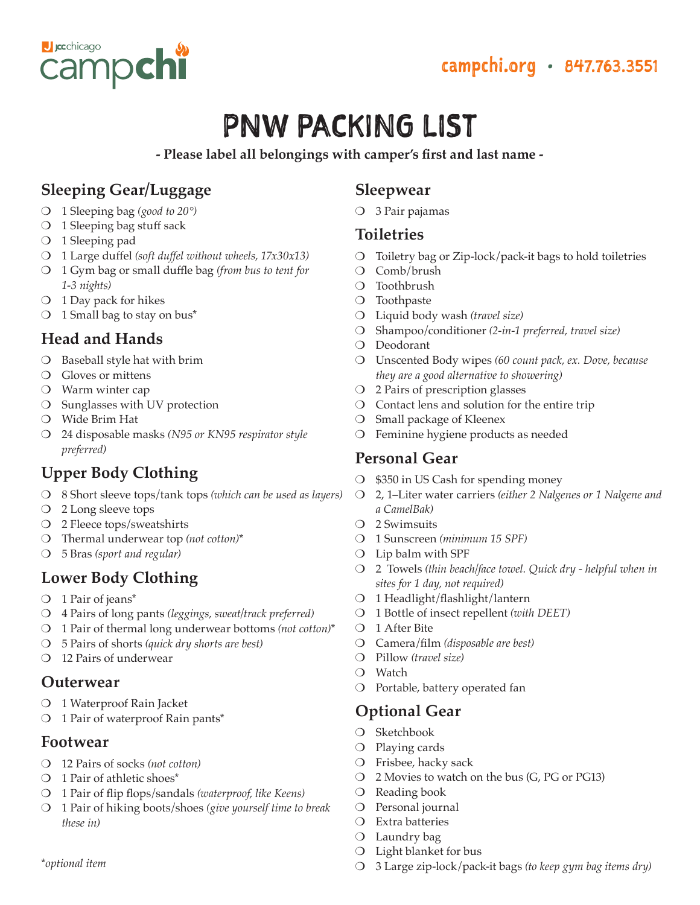campchi.org • 847.763.3551

# PNW PACKING LIST

**- Please label all belongings with camper's first and last name -**

## Sleeping Gear/Luggage

- ❍ 1 Sleeping bag *(good to 20°)*
- ❍ 1 Sleeping bag stuff sack
- ❍ 1 Sleeping pad
- ❍ 1 Large duffel *(soft duffel without wheels, 17x30x13)*
- ❍ 1 Gym bag or small duffle bag *(from bus to tent for 1-3 nights)*
- ❍ 1 Day pack for hikes
- ❍ 1 Small bag to stay on bus*

## Head and Hands

- ❍ Baseball style hat with brim
- ❍ Gloves or mittens
- ❍ Warm winter cap
- ❍ Sunglasses with UV protection
- ❍ Wide Brim Hat
- ❍ 24 disposable masks *(N95 or KN95 respirator style preferred)*

## Upper Body Clothing

- ❍ 8 Short sleeve tops/tank tops *(which can be used as layers)*
- ❍ 2 Long sleeve tops
- ❍ 2 Fleece tops/sweatshirts
- ❍ Thermal underwear top *(not cotton)**
- ❍ 5 Bras *(sport and regular)*

## Lower Body Clothing

- ❍ 1 Pair of jeans*
- ❍ 4 Pairs of long pants *(leggings, sweat/track preferred)*
- ❍ 1 Pair of thermal long underwear bottoms *(not cotton)**
- ❍ 5 Pairs of shorts *(quick dry shorts are best)*
- ❍ 12 Pairs of underwear

## Outerwear

- ❍ 1 Waterproof Rain Jacket
- ❍ 1 Pair of waterproof Rain pants*

## Footwear

- ❍ 12 Pairs of socks *(not cotton)*
- ❍ 1 Pair of athletic shoes*
- ❍ 1 Pair of flip flops/sandals *(waterproof, like Keens)*
- ❍ 1 Pair of hiking boots/shoes *(give yourself time to break these in)*

*\*optional item*

## Sleepwear

- ❍ 3 Pair pajamas

## Toiletries

- ❍ Toiletry bag or Zip-lock/pack-it bags to hold toiletries
- ❍ Comb/brush
- ❍ Toothbrush
- ❍ Toothpaste
- ❍ Liquid body wash *(travel size)*
- ❍ Shampoo/conditioner *(2-in-1 preferred, travel size)*
- ❍ Deodorant
- ❍ Unscented Body wipes *(60 count pack, ex. Dove, because they are a good alternative to showering)*
- ❍ 2 Pairs of prescription glasses
- ❍ Contact lens and solution for the entire trip
- ❍ Small package of Kleenex
- ❍ Feminine hygiene products as needed

## Personal Gear

- ❍ $350 in US Cash for spending money
- ❍ 2, 1–Liter water carriers *(either 2 Nalgenes or 1 Nalgene and a CamelBak)*
- ❍ 2 Swimsuits
- ❍ 1 Sunscreen *(minimum 15 SPF)*
- ❍ Lip balm with SPF
- ❍ 2 Towels *(thin beach/face towel. Quick dry - helpful when in sites for 1 day, not required)*
- ❍ 1 Headlight/flashlight/lantern
- ❍ 1 Bottle of insect repellent *(with DEET)*
- ❍ 1 After Bite
- ❍ Camera/film *(disposable are best)*
- ❍ Pillow *(travel size)*
- ❍ Watch
- ❍ Portable, battery operated fan

## Optional Gear

- ❍ Sketchbook
- ❍ Playing cards
- ❍ Frisbee, hacky sack
- ❍ 2 Movies to watch on the bus (G, PG or PG13)
- ❍ Reading book
- ❍ Personal journal
- ❍ Extra batteries
- ❍ Laundry bag
- ❍ Light blanket for bus
- ❍ 3 Large zip-lock/pack-it bags *(to keep gym bag items dry)*